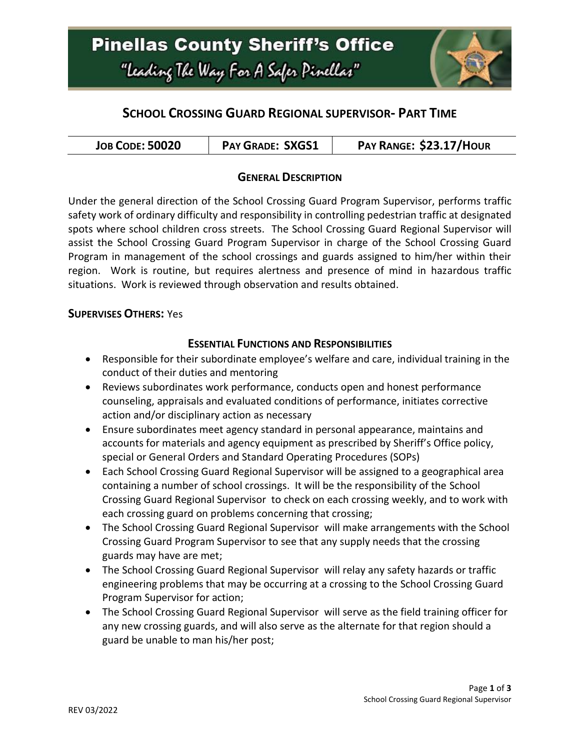# Pinellas County Sheriff's Office

"Leading The Way For A Safer Pinellas"

## SCHOOL CROSSING GUARD REGIONAL SUPERVISOR- PART TIME

| JOB CODE: 50020 | PAY GRADE: SXGS1 | PAY RANGE: $23.17/HOUR |
|---|---|---|

### GENERAL DESCRIPTION

Under the general direction of the School Crossing Guard Program Supervisor, performs traffic safety work of ordinary difficulty and responsibility in controlling pedestrian traffic at designated spots where school children cross streets. The School Crossing Guard Regional Supervisor will assist the School Crossing Guard Program Supervisor in charge of the School Crossing Guard Program in management of the school crossings and guards assigned to him/her within their region. Work is routine, but requires alertness and presence of mind in hazardous traffic situations. Work is reviewed through observation and results obtained.

**SUPERVISES OTHERS:** Yes

### ESSENTIAL FUNCTIONS AND RESPONSIBILITIES

- Responsible for their subordinate employee's welfare and care, individual training in the conduct of their duties and mentoring
- Reviews subordinates work performance, conducts open and honest performance counseling, appraisals and evaluated conditions of performance, initiates corrective action and/or disciplinary action as necessary
- Ensure subordinates meet agency standard in personal appearance, maintains and accounts for materials and agency equipment as prescribed by Sheriff's Office policy, special or General Orders and Standard Operating Procedures (SOPs)
- Each School Crossing Guard Regional Supervisor will be assigned to a geographical area containing a number of school crossings. It will be the responsibility of the School Crossing Guard Regional Supervisor to check on each crossing weekly, and to work with each crossing guard on problems concerning that crossing;
- The School Crossing Guard Regional Supervisor will make arrangements with the School Crossing Guard Program Supervisor to see that any supply needs that the crossing guards may have are met;
- The School Crossing Guard Regional Supervisor will relay any safety hazards or traffic engineering problems that may be occurring at a crossing to the School Crossing Guard Program Supervisor for action;
- The School Crossing Guard Regional Supervisor will serve as the field training officer for any new crossing guards, and will also serve as the alternate for that region should a guard be unable to man his/her post;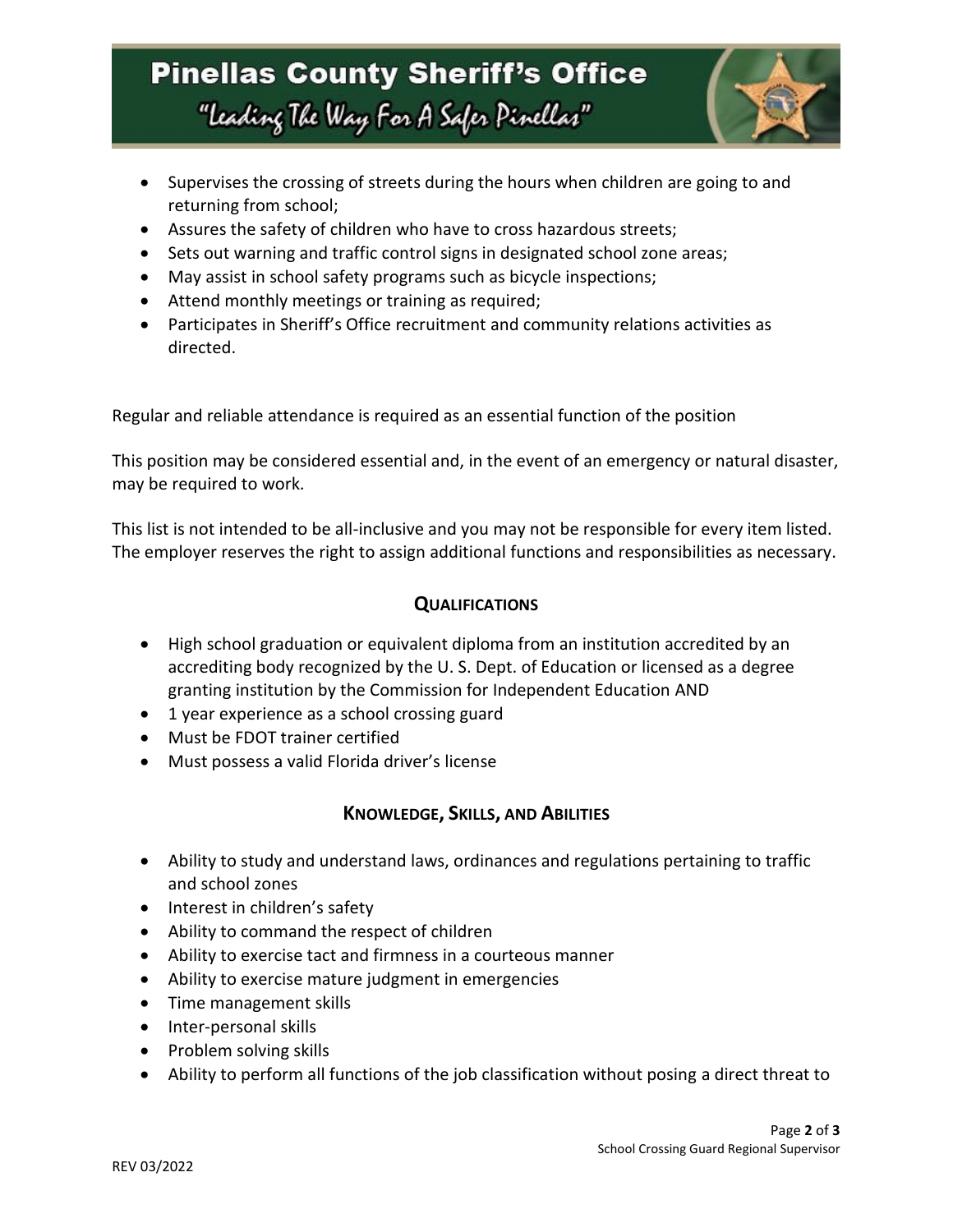- Supervises the crossing of streets during the hours when children are going to and returning from school;
- Assures the safety of children who have to cross hazardous streets;
- Sets out warning and traffic control signs in designated school zone areas;
- May assist in school safety programs such as bicycle inspections;
- Attend monthly meetings or training as required;
- Participates in Sheriff's Office recruitment and community relations activities as directed.

Regular and reliable attendance is required as an essential function of the position

This position may be considered essential and, in the event of an emergency or natural disaster, may be required to work.

This list is not intended to be all-inclusive and you may not be responsible for every item listed. The employer reserves the right to assign additional functions and responsibilities as necessary.

## QUALIFICATIONS

- High school graduation or equivalent diploma from an institution accredited by an accrediting body recognized by the U. S. Dept. of Education or licensed as a degree granting institution by the Commission for Independent Education AND
- 1 year experience as a school crossing guard
- Must be FDOT trainer certified
- Must possess a valid Florida driver's license

## KNOWLEDGE, SKILLS, AND ABILITIES

- Ability to study and understand laws, ordinances and regulations pertaining to traffic and school zones
- Interest in children's safety
- Ability to command the respect of children
- Ability to exercise tact and firmness in a courteous manner
- Ability to exercise mature judgment in emergencies
- Time management skills
- Inter-personal skills
- Problem solving skills
- Ability to perform all functions of the job classification without posing a direct threat to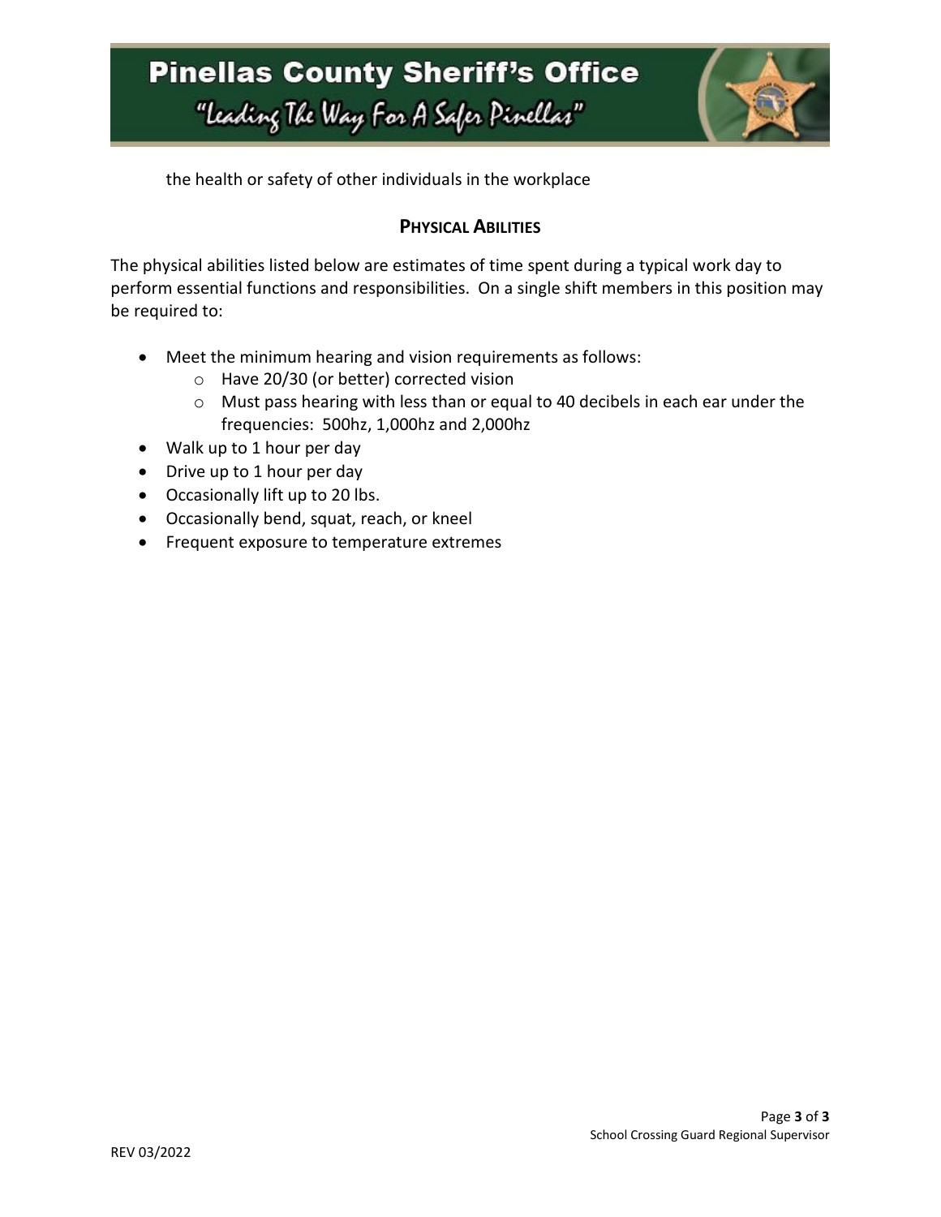the health or safety of other individuals in the workplace

## Physical Abilities

The physical abilities listed below are estimates of time spent during a typical work day to perform essential functions and responsibilities. On a single shift members in this position may be required to:

- Meet the minimum hearing and vision requirements as follows:
  - Have 20/30 (or better) corrected vision
  - Must pass hearing with less than or equal to 40 decibels in each ear under the frequencies: 500hz, 1,000hz and 2,000hz
- Walk up to 1 hour per day
- Drive up to 1 hour per day
- Occasionally lift up to 20 lbs.
- Occasionally bend, squat, reach, or kneel
- Frequent exposure to temperature extremes

School Crossing Guard Regional Supervisor

REV 03/2022